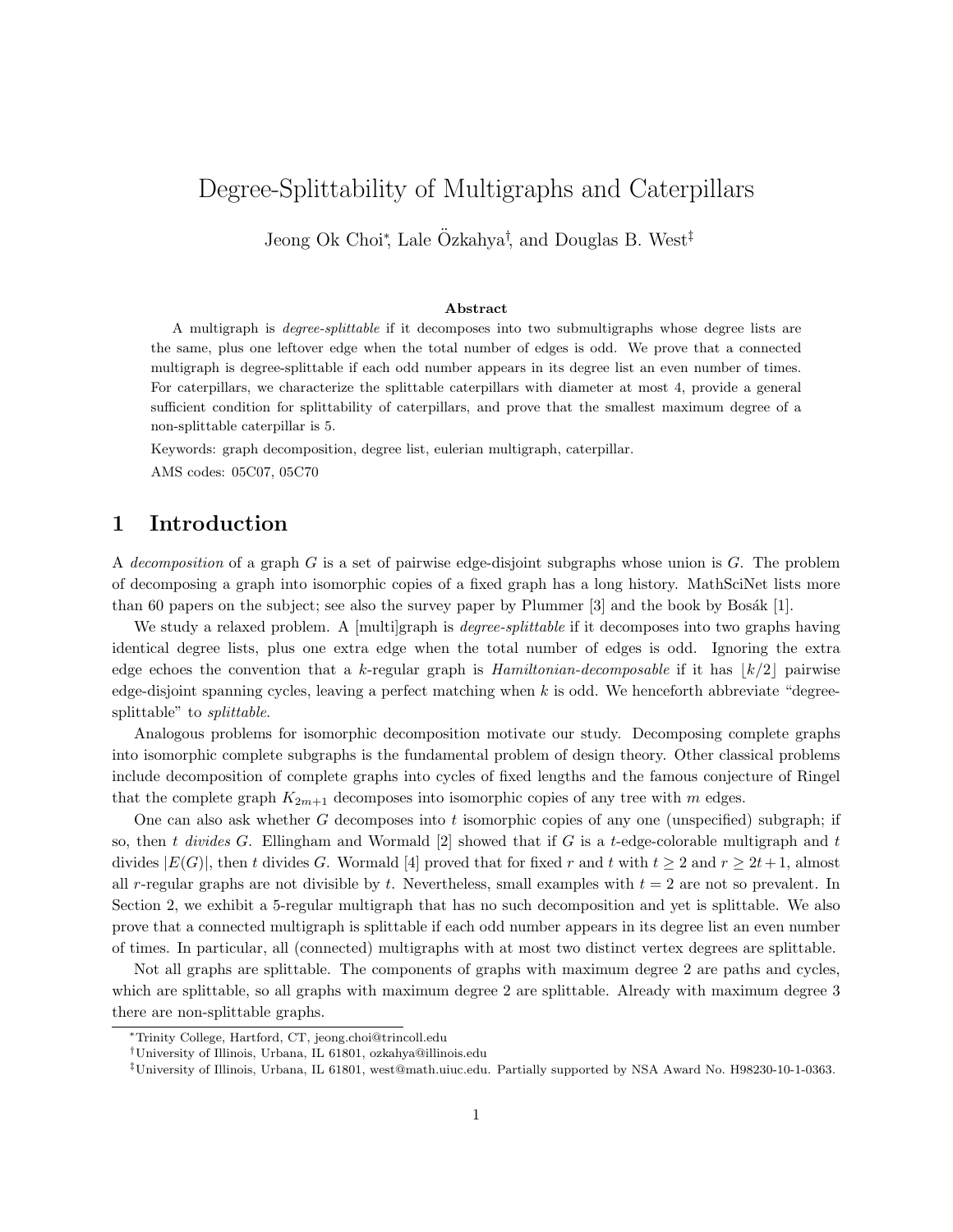# Degree-Splittability of Multigraphs and Caterpillars

Jeong Ok Choi*, Lale Özkahya†, and Douglas B. West‡

### Abstract

A multigraph is *degree-splittable* if it decomposes into two submultigraphs whose degree lists are the same, plus one leftover edge when the total number of edges is odd. We prove that a connected multigraph is degree-splittable if each odd number appears in its degree list an even number of times. For caterpillars, we characterize the splittable caterpillars with diameter at most 4, provide a general sufficient condition for splittability of caterpillars, and prove that the smallest maximum degree of a non-splittable caterpillar is 5.

Keywords: graph decomposition, degree list, eulerian multigraph, caterpillar.

AMS codes: 05C07, 05C70

## 1 Introduction

A *decomposition* of a graph $G$ is a set of pairwise edge-disjoint subgraphs whose union is $G$. The problem of decomposing a graph into isomorphic copies of a fixed graph has a long history. MathSciNet lists more than 60 papers on the subject; see also the survey paper by Plummer [3] and the book by Bosák [1].

We study a relaxed problem. A [multi]graph is *degree-splittable* if it decomposes into two graphs having identical degree lists, plus one extra edge when the total number of edges is odd. Ignoring the extra edge echoes the convention that a $k$-regular graph is *Hamiltonian-decomposable* if it has $\lfloor k/2 \rfloor$ pairwise edge-disjoint spanning cycles, leaving a perfect matching when $k$ is odd. We henceforth abbreviate "degree-splittable" to *splittable*.

Analogous problems for isomorphic decomposition motivate our study. Decomposing complete graphs into isomorphic complete subgraphs is the fundamental problem of design theory. Other classical problems include decomposition of complete graphs into cycles of fixed lengths and the famous conjecture of Ringel that the complete graph $K_{2m+1}$ decomposes into isomorphic copies of any tree with $m$ edges.

One can also ask whether $G$ decomposes into $t$ isomorphic copies of any one (unspecified) subgraph; if so, then $t$ *divides* $G$. Ellingham and Wormald [2] showed that if $G$ is a $t$-edge-colorable multigraph and $t$ divides $|E(G)|$, then $t$ divides $G$. Wormald [4] proved that for fixed $r$ and $t$ with $t \geq 2$ and $r \geq 2t+1$, almost all $r$-regular graphs are not divisible by $t$. Nevertheless, small examples with $t = 2$ are not so prevalent. In Section 2, we exhibit a 5-regular multigraph that has no such decomposition and yet is splittable. We also prove that a connected multigraph is splittable if each odd number appears in its degree list an even number of times. In particular, all (connected) multigraphs with at most two distinct vertex degrees are splittable.

Not all graphs are splittable. The components of graphs with maximum degree 2 are paths and cycles, which are splittable, so all graphs with maximum degree 2 are splittable. Already with maximum degree 3 there are non-splittable graphs.

*Trinity College, Hartford, CT, jeong.choi@trincoll.edu

†University of Illinois, Urbana, IL 61801, ozkahya@illinois.edu

‡University of Illinois, Urbana, IL 61801, west@math.uiuc.edu. Partially supported by NSA Award No. H98230-10-1-0363.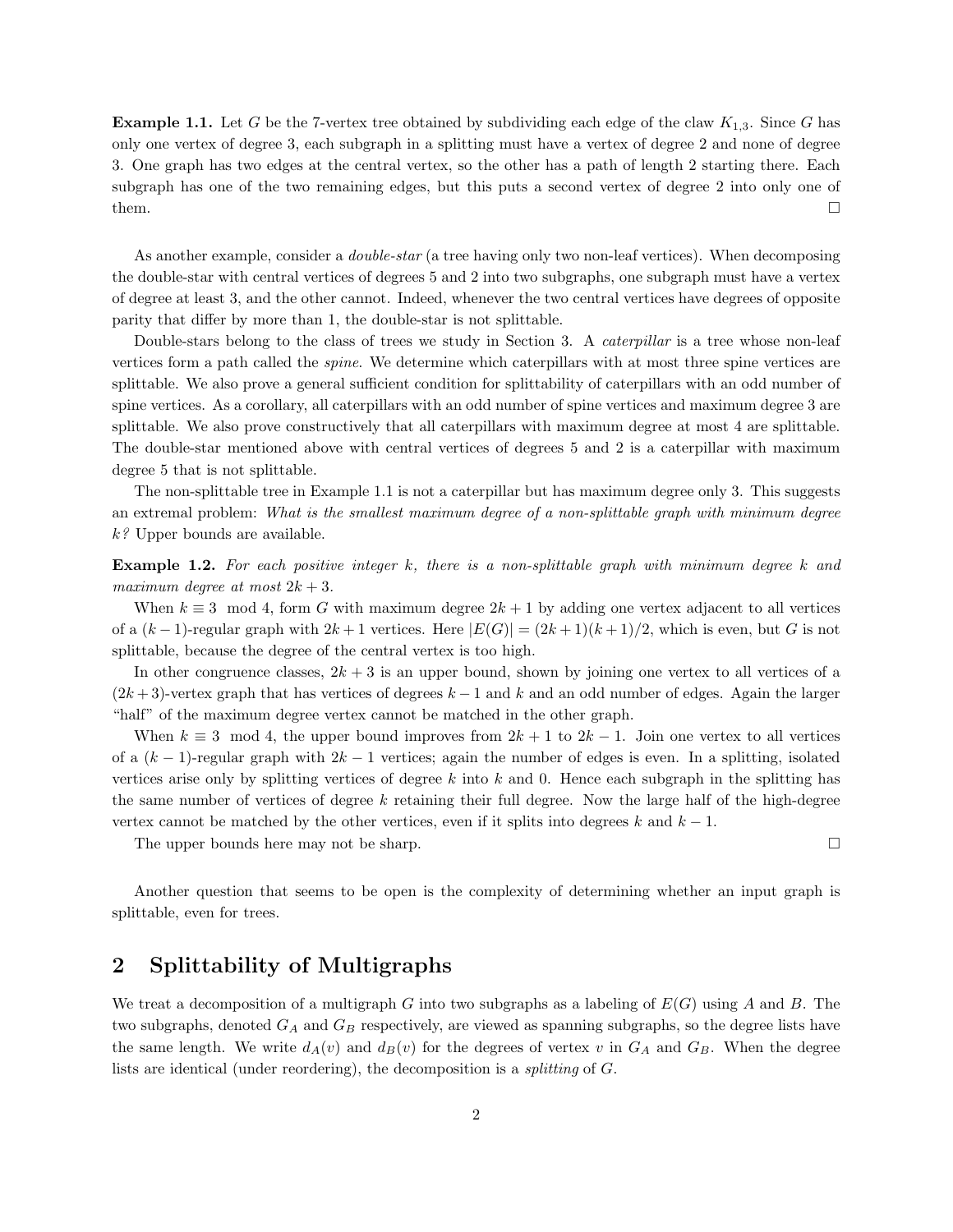**Example 1.1.** Let $G$ be the 7-vertex tree obtained by subdividing each edge of the claw $K_{1,3}$. Since $G$ has only one vertex of degree 3, each subgraph in a splitting must have a vertex of degree 2 and none of degree 3. One graph has two edges at the central vertex, so the other has a path of length 2 starting there. Each subgraph has one of the two remaining edges, but this puts a second vertex of degree 2 into only one of them. □

As another example, consider a *double-star* (a tree having only two non-leaf vertices). When decomposing the double-star with central vertices of degrees 5 and 2 into two subgraphs, one subgraph must have a vertex of degree at least 3, and the other cannot. Indeed, whenever the two central vertices have degrees of opposite parity that differ by more than 1, the double-star is not splittable.

Double-stars belong to the class of trees we study in Section 3. A *caterpillar* is a tree whose non-leaf vertices form a path called the *spine*. We determine which caterpillars with at most three spine vertices are splittable. We also prove a general sufficient condition for splittability of caterpillars with an odd number of spine vertices. As a corollary, all caterpillars with an odd number of spine vertices and maximum degree 3 are splittable. We also prove constructively that all caterpillars with maximum degree at most 4 are splittable. The double-star mentioned above with central vertices of degrees 5 and 2 is a caterpillar with maximum degree 5 that is not splittable.

The non-splittable tree in Example 1.1 is not a caterpillar but has maximum degree only 3. This suggests an extremal problem: *What is the smallest maximum degree of a non-splittable graph with minimum degree $k$?* Upper bounds are available.

**Example 1.2.** *For each positive integer $k$, there is a non-splittable graph with minimum degree $k$ and maximum degree at most $2k+3$.*

When $k \equiv 3 \mod 4$, form $G$ with maximum degree $2k+1$ by adding one vertex adjacent to all vertices of a $(k-1)$-regular graph with $2k+1$ vertices. Here $|E(G)| = (2k+1)(k+1)/2$, which is even, but $G$ is not splittable, because the degree of the central vertex is too high.

In other congruence classes, $2k+3$ is an upper bound, shown by joining one vertex to all vertices of a $(2k+3)$-vertex graph that has vertices of degrees $k-1$ and $k$ and an odd number of edges. Again the larger "half" of the maximum degree vertex cannot be matched in the other graph.

When $k \equiv 3 \mod 4$, the upper bound improves from $2k+1$ to $2k-1$. Join one vertex to all vertices of a $(k-1)$-regular graph with $2k-1$ vertices; again the number of edges is even. In a splitting, isolated vertices arise only by splitting vertices of degree $k$ into $k$ and 0. Hence each subgraph in the splitting has the same number of vertices of degree $k$ retaining their full degree. Now the large half of the high-degree vertex cannot be matched by the other vertices, even if it splits into degrees $k$ and $k-1$.

The upper bounds here may not be sharp. □

Another question that seems to be open is the complexity of determining whether an input graph is splittable, even for trees.

## 2 Splittability of Multigraphs

We treat a decomposition of a multigraph $G$ into two subgraphs as a labeling of $E(G)$ using $A$ and $B$. The two subgraphs, denoted $G_A$ and $G_B$ respectively, are viewed as spanning subgraphs, so the degree lists have the same length. We write $d_A(v)$ and $d_B(v)$ for the degrees of vertex $v$ in $G_A$ and $G_B$. When the degree lists are identical (under reordering), the decomposition is a *splitting* of $G$.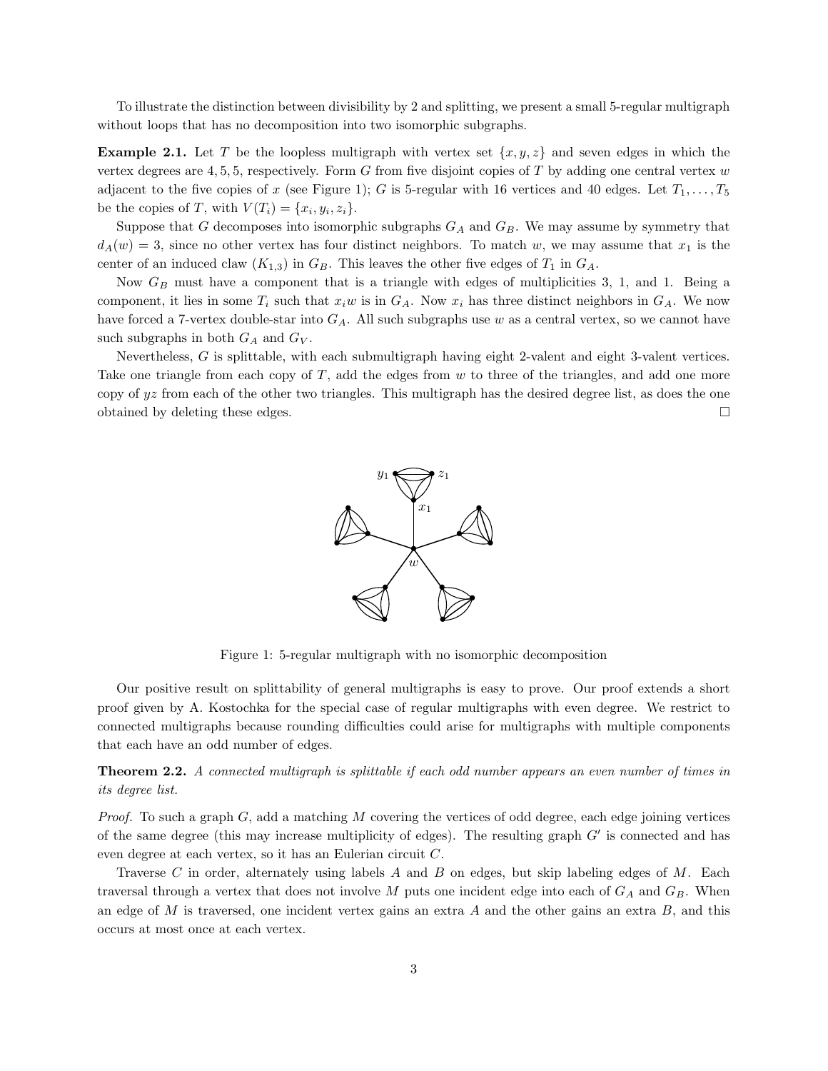To illustrate the distinction between divisibility by 2 and splitting, we present a small 5-regular multigraph without loops that has no decomposition into two isomorphic subgraphs.

**Example 2.1.** Let $T$ be the loopless multigraph with vertex set $\{x, y, z\}$ and seven edges in which the vertex degrees are $4, 5, 5$, respectively. Form $G$ from five disjoint copies of $T$ by adding one central vertex $w$ adjacent to the five copies of $x$ (see Figure 1); $G$ is 5-regular with 16 vertices and 40 edges. Let $T_1, \ldots, T_5$ be the copies of $T$, with $V(T_i) = \{x_i, y_i, z_i\}$.

Suppose that $G$ decomposes into isomorphic subgraphs $G_A$ and $G_B$. We may assume by symmetry that $d_A(w) = 3$, since no other vertex has four distinct neighbors. To match $w$, we may assume that $x_1$ is the center of an induced claw ($K_{1,3}$) in $G_B$. This leaves the other five edges of $T_1$ in $G_A$.

Now $G_B$ must have a component that is a triangle with edges of multiplicities 3, 1, and 1. Being a component, it lies in some $T_i$ such that $x_i w$ is in $G_A$. Now $x_i$ has three distinct neighbors in $G_A$. We now have forced a 7-vertex double-star into $G_A$. All such subgraphs use $w$ as a central vertex, so we cannot have such subgraphs in both $G_A$ and $G_V$.

Nevertheless, $G$ is splittable, with each submultigraph having eight 2-valent and eight 3-valent vertices. Take one triangle from each copy of $T$, add the edges from $w$ to three of the triangles, and add one more copy of $yz$ from each of the other two triangles. This multigraph has the desired degree list, as does the one obtained by deleting these edges. □

Figure 1: 5-regular multigraph with no isomorphic decomposition

Our positive result on splittability of general multigraphs is easy to prove. Our proof extends a short proof given by A. Kostochka for the special case of regular multigraphs with even degree. We restrict to connected multigraphs because rounding difficulties could arise for multigraphs with multiple components that each have an odd number of edges.

**Theorem 2.2.** *A connected multigraph is splittable if each odd number appears an even number of times in its degree list.*

*Proof.* To such a graph $G$, add a matching $M$ covering the vertices of odd degree, each edge joining vertices of the same degree (this may increase multiplicity of edges). The resulting graph $G'$ is connected and has even degree at each vertex, so it has an Eulerian circuit $C$.

Traverse $C$ in order, alternately using labels $A$ and $B$ on edges, but skip labeling edges of $M$. Each traversal through a vertex that does not involve $M$ puts one incident edge into each of $G_A$ and $G_B$. When an edge of $M$ is traversed, one incident vertex gains an extra $A$ and the other gains an extra $B$, and this occurs at most once at each vertex.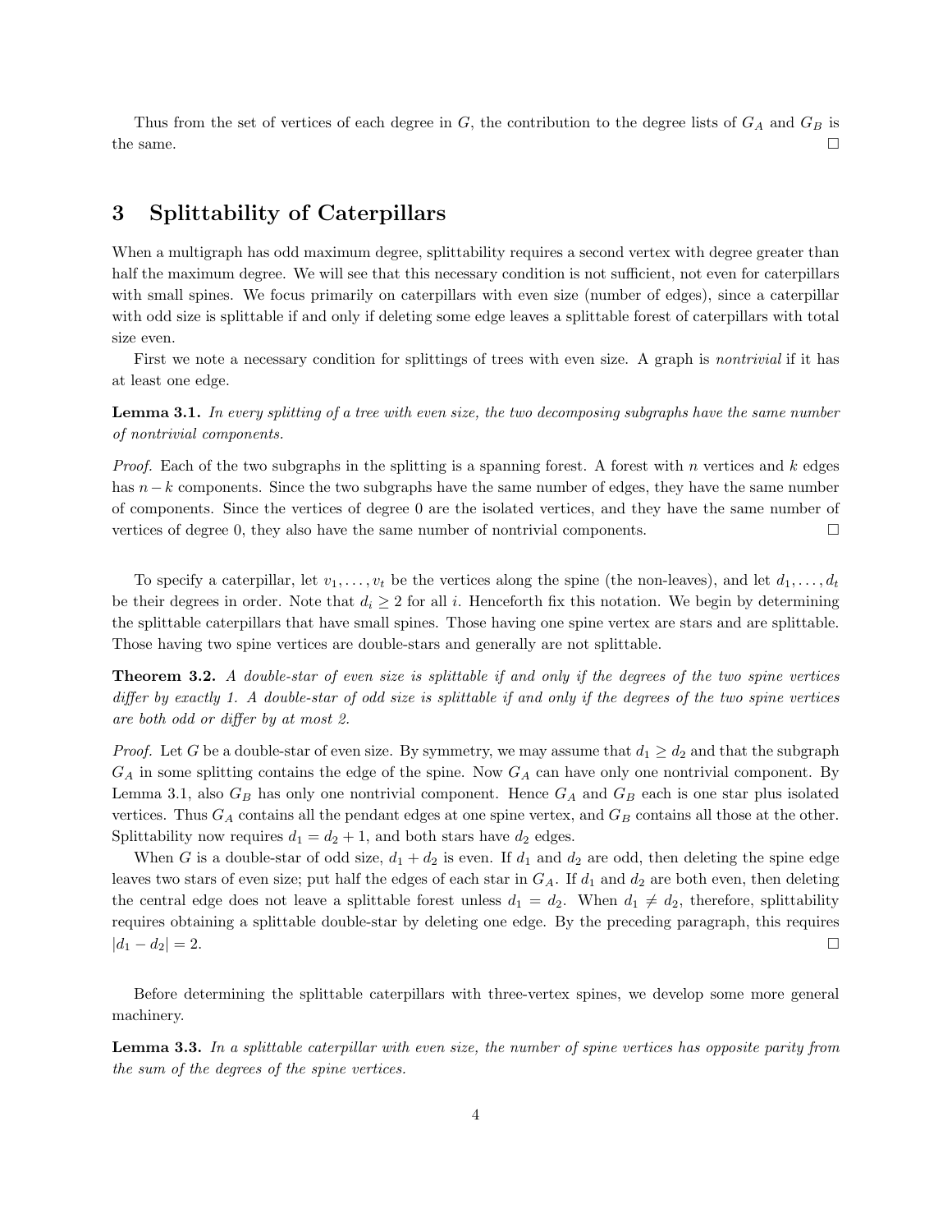Thus from the set of vertices of each degree in $G$, the contribution to the degree lists of $G_A$ and $G_B$ is the same. □

## 3 Splittability of Caterpillars

When a multigraph has odd maximum degree, splittability requires a second vertex with degree greater than half the maximum degree. We will see that this necessary condition is not sufficient, not even for caterpillars with small spines. We focus primarily on caterpillars with even size (number of edges), since a caterpillar with odd size is splittable if and only if deleting some edge leaves a splittable forest of caterpillars with total size even.

First we note a necessary condition for splittings of trees with even size. A graph is *nontrivial* if it has at least one edge.

**Lemma 3.1.** *In every splitting of a tree with even size, the two decomposing subgraphs have the same number of nontrivial components.*

*Proof.* Each of the two subgraphs in the splitting is a spanning forest. A forest with $n$ vertices and $k$ edges has $n-k$ components. Since the two subgraphs have the same number of edges, they have the same number of components. Since the vertices of degree 0 are the isolated vertices, and they have the same number of vertices of degree 0, they also have the same number of nontrivial components. □

To specify a caterpillar, let $v_1, \ldots, v_t$ be the vertices along the spine (the non-leaves), and let $d_1, \ldots, d_t$ be their degrees in order. Note that $d_i \geq 2$ for all $i$. Henceforth fix this notation. We begin by determining the splittable caterpillars that have small spines. Those having one spine vertex are stars and are splittable. Those having two spine vertices are double-stars and generally are not splittable.

**Theorem 3.2.** *A double-star of even size is splittable if and only if the degrees of the two spine vertices differ by exactly 1. A double-star of odd size is splittable if and only if the degrees of the two spine vertices are both odd or differ by at most 2.*

*Proof.* Let $G$ be a double-star of even size. By symmetry, we may assume that $d_1 \geq d_2$ and that the subgraph $G_A$ in some splitting contains the edge of the spine. Now $G_A$ can have only one nontrivial component. By Lemma 3.1, also $G_B$ has only one nontrivial component. Hence $G_A$ and $G_B$ each is one star plus isolated vertices. Thus $G_A$ contains all the pendant edges at one spine vertex, and $G_B$ contains all those at the other. Splittability now requires $d_1 = d_2 + 1$, and both stars have $d_2$ edges.

When $G$ is a double-star of odd size, $d_1 + d_2$ is even. If $d_1$ and $d_2$ are odd, then deleting the spine edge leaves two stars of even size; put half the edges of each star in $G_A$. If $d_1$ and $d_2$ are both even, then deleting the central edge does not leave a splittable forest unless $d_1 = d_2$. When $d_1 \neq d_2$, therefore, splittability requires obtaining a splittable double-star by deleting one edge. By the preceding paragraph, this requires $|d_1 - d_2| = 2$. □

Before determining the splittable caterpillars with three-vertex spines, we develop some more general machinery.

**Lemma 3.3.** *In a splittable caterpillar with even size, the number of spine vertices has opposite parity from the sum of the degrees of the spine vertices.*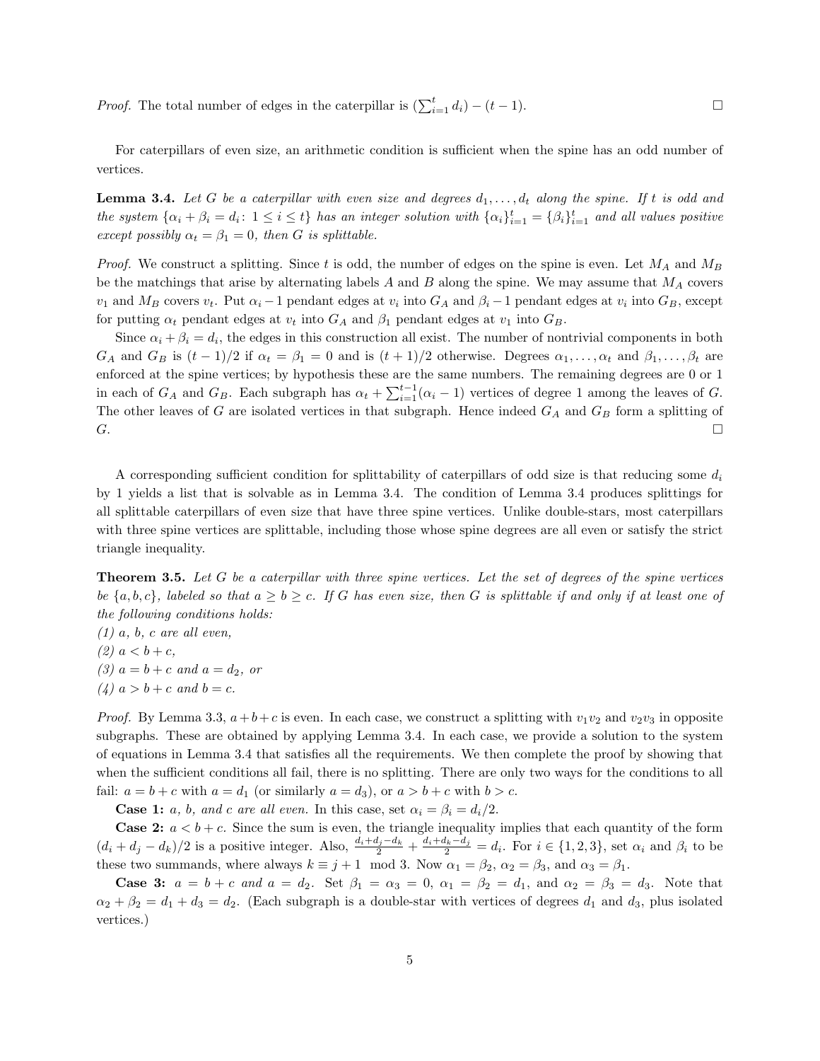*Proof.* The total number of edges in the caterpillar is $(\sum_{i=1}^{t} d_i) - (t-1)$. □

For caterpillars of even size, an arithmetic condition is sufficient when the spine has an odd number of vertices.

**Lemma 3.4.** *Let $G$ be a caterpillar with even size and degrees $d_1, \ldots, d_t$ along the spine. If $t$ is odd and the system $\{\alpha_i + \beta_i = d_i \colon 1 \le i \le t\}$ has an integer solution with $\{\alpha_i\}_{i=1}^t = \{\beta_i\}_{i=1}^t$ and all values positive except possibly $\alpha_t = \beta_1 = 0$, then $G$ is splittable.*

*Proof.* We construct a splitting. Since $t$ is odd, the number of edges on the spine is even. Let $M_A$ and $M_B$ be the matchings that arise by alternating labels $A$ and $B$ along the spine. We may assume that $M_A$ covers $v_1$ and $M_B$ covers $v_t$. Put $\alpha_i - 1$ pendant edges at $v_i$ into $G_A$ and $\beta_i - 1$ pendant edges at $v_i$ into $G_B$, except for putting $\alpha_t$ pendant edges at $v_t$ into $G_A$ and $\beta_1$ pendant edges at $v_1$ into $G_B$.

Since $\alpha_i + \beta_i = d_i$, the edges in this construction all exist. The number of nontrivial components in both $G_A$ and $G_B$ is $(t-1)/2$ if $\alpha_t = \beta_1 = 0$ and is $(t+1)/2$ otherwise. Degrees $\alpha_1, \ldots, \alpha_t$ and $\beta_1, \ldots, \beta_t$ are enforced at the spine vertices; by hypothesis these are the same numbers. The remaining degrees are 0 or 1 in each of $G_A$ and $G_B$. Each subgraph has $\alpha_t + \sum_{i=1}^{t-1}(\alpha_i - 1)$ vertices of degree 1 among the leaves of $G$. The other leaves of $G$ are isolated vertices in that subgraph. Hence indeed $G_A$ and $G_B$ form a splitting of $G$. □

A corresponding sufficient condition for splittability of caterpillars of odd size is that reducing some $d_i$ by 1 yields a list that is solvable as in Lemma 3.4. The condition of Lemma 3.4 produces splittings for all splittable caterpillars of even size that have three spine vertices. Unlike double-stars, most caterpillars with three spine vertices are splittable, including those whose spine degrees are all even or satisfy the strict triangle inequality.

**Theorem 3.5.** *Let $G$ be a caterpillar with three spine vertices. Let the set of degrees of the spine vertices be $\{a, b, c\}$, labeled so that $a \ge b \ge c$. If $G$ has even size, then $G$ is splittable if and only if at least one of the following conditions holds:*
*(1) $a$, $b$, $c$ are all even,*
*(2) $a < b + c$,*
*(3) $a = b + c$ and $a = d_2$, or*
*(4) $a > b + c$ and $b = c$.*

*Proof.* By Lemma 3.3, $a + b + c$ is even. In each case, we construct a splitting with $v_1v_2$ and $v_2v_3$ in opposite subgraphs. These are obtained by applying Lemma 3.4. In each case, we provide a solution to the system of equations in Lemma 3.4 that satisfies all the requirements. We then complete the proof by showing that when the sufficient conditions all fail, there is no splitting. There are only two ways for the conditions to all fail: $a = b + c$ with $a = d_1$ (or similarly $a = d_3$), or $a > b + c$ with $b > c$.

**Case 1:** *$a$, $b$, and $c$ are all even.* In this case, set $\alpha_i = \beta_i = d_i/2$.

**Case 2:** *$a < b + c$.* Since the sum is even, the triangle inequality implies that each quantity of the form $(d_i + d_j - d_k)/2$ is a positive integer. Also, $\frac{d_i + d_j - d_k}{2} + \frac{d_i + d_k - d_j}{2} = d_i$. For $i \in \{1, 2, 3\}$, set $\alpha_i$ and $\beta_i$ to be these two summands, where always $k \equiv j + 1 \mod 3$. Now $\alpha_1 = \beta_2$, $\alpha_2 = \beta_3$, and $\alpha_3 = \beta_1$.

**Case 3:** *$a = b + c$ and $a = d_2$.* Set $\beta_1 = \alpha_3 = 0$, $\alpha_1 = \beta_2 = d_1$, and $\alpha_2 = \beta_3 = d_3$. Note that $\alpha_2 + \beta_2 = d_1 + d_3 = d_2$. (Each subgraph is a double-star with vertices of degrees $d_1$ and $d_3$, plus isolated vertices.)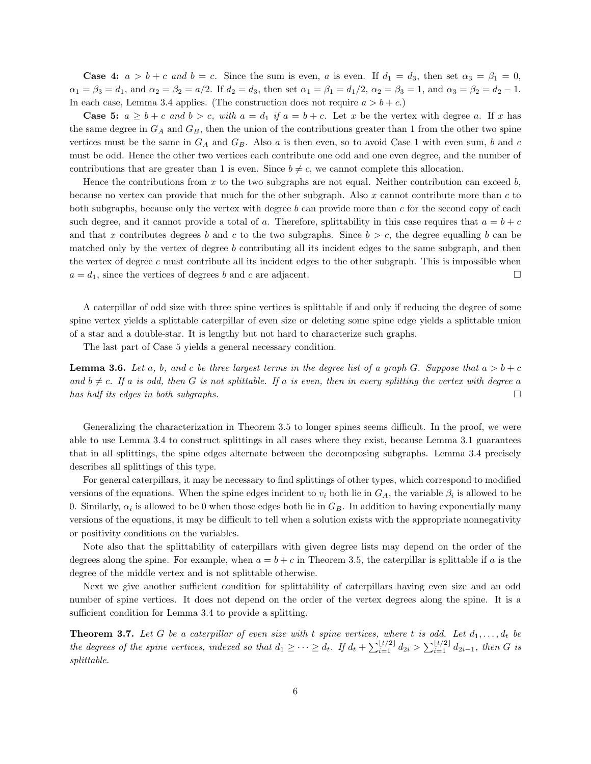**Case 4:** *$a > b + c$ and $b = c$.* Since the sum is even, $a$ is even. If $d_1 = d_3$, then set $\alpha_3 = \beta_1 = 0$, $\alpha_1 = \beta_3 = d_1$, and $\alpha_2 = \beta_2 = a/2$. If $d_2 = d_3$, then set $\alpha_1 = \beta_1 = d_1/2$, $\alpha_2 = \beta_3 = 1$, and $\alpha_3 = \beta_2 = d_2 - 1$. In each case, Lemma 3.4 applies. (The construction does not require $a > b + c$.)

**Case 5:** *$a \geq b + c$ and $b > c$, with $a = d_1$ if $a = b + c$.* Let $x$ be the vertex with degree $a$. If $x$ has the same degree in $G_A$ and $G_B$, then the union of the contributions greater than 1 from the other two spine vertices must be the same in $G_A$ and $G_B$. Also $a$ is then even, so to avoid Case 1 with even sum, $b$ and $c$ must be odd. Hence the other two vertices each contribute one odd and one even degree, and the number of contributions that are greater than 1 is even. Since $b \neq c$, we cannot complete this allocation.

Hence the contributions from $x$ to the two subgraphs are not equal. Neither contribution can exceed $b$, because no vertex can provide that much for the other subgraph. Also $x$ cannot contribute more than $c$ to both subgraphs, because only the vertex with degree $b$ can provide more than $c$ for the second copy of each such degree, and it cannot provide a total of $a$. Therefore, splittability in this case requires that $a = b + c$ and that $x$ contributes degrees $b$ and $c$ to the two subgraphs. Since $b > c$, the degree equalling $b$ can be matched only by the vertex of degree $b$ contributing all its incident edges to the same subgraph, and then the vertex of degree $c$ must contribute all its incident edges to the other subgraph. This is impossible when $a = d_1$, since the vertices of degrees $b$ and $c$ are adjacent. □

A caterpillar of odd size with three spine vertices is splittable if and only if reducing the degree of some spine vertex yields a splittable caterpillar of even size or deleting some spine edge yields a splittable union of a star and a double-star. It is lengthy but not hard to characterize such graphs.

The last part of Case 5 yields a general necessary condition.

**Lemma 3.6.** *Let $a$, $b$, and $c$ be three largest terms in the degree list of a graph $G$. Suppose that $a > b + c$ and $b \neq c$. If $a$ is odd, then $G$ is not splittable. If $a$ is even, then in every splitting the vertex with degree $a$ has half its edges in both subgraphs.* □

Generalizing the characterization in Theorem 3.5 to longer spines seems difficult. In the proof, we were able to use Lemma 3.4 to construct splittings in all cases where they exist, because Lemma 3.1 guarantees that in all splittings, the spine edges alternate between the decomposing subgraphs. Lemma 3.4 precisely describes all splittings of this type.

For general caterpillars, it may be necessary to find splittings of other types, which correspond to modified versions of the equations. When the spine edges incident to $v_i$ both lie in $G_A$, the variable $\beta_i$ is allowed to be 0. Similarly, $\alpha_i$ is allowed to be 0 when those edges both lie in $G_B$. In addition to having exponentially many versions of the equations, it may be difficult to tell when a solution exists with the appropriate nonnegativity or positivity conditions on the variables.

Note also that the splittability of caterpillars with given degree lists may depend on the order of the degrees along the spine. For example, when $a = b + c$ in Theorem 3.5, the caterpillar is splittable if $a$ is the degree of the middle vertex and is not splittable otherwise.

Next we give another sufficient condition for splittability of caterpillars having even size and an odd number of spine vertices. It does not depend on the order of the vertex degrees along the spine. It is a sufficient condition for Lemma 3.4 to provide a splitting.

**Theorem 3.7.** *Let $G$ be a caterpillar of even size with $t$ spine vertices, where $t$ is odd. Let $d_1, \ldots, d_t$ be the degrees of the spine vertices, indexed so that $d_1 \geq \cdots \geq d_t$. If $d_t + \sum_{i=1}^{\lfloor t/2 \rfloor} d_{2i} > \sum_{i=1}^{\lfloor t/2 \rfloor} d_{2i-1}$, then $G$ is splittable.*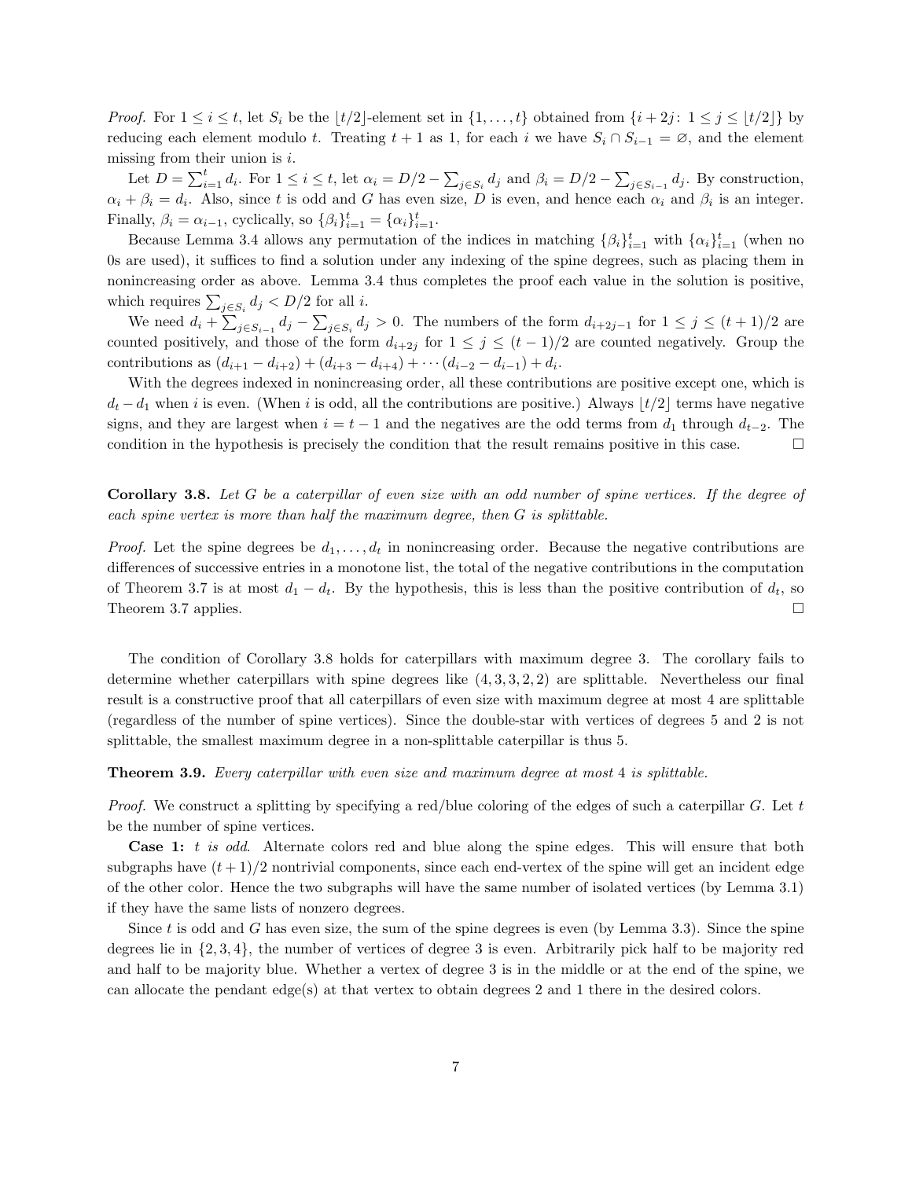*Proof.* For $1 \le i \le t$, let $S_i$ be the $\lfloor t/2 \rfloor$-element set in $\{1, \ldots, t\}$ obtained from $\{i + 2j \colon 1 \le j \le \lfloor t/2 \rfloor\}$ by reducing each element modulo $t$. Treating $t+1$ as 1, for each $i$ we have $S_i \cap S_{i-1} = \varnothing$, and the element missing from their union is $i$.

Let $D = \sum_{i=1}^{t} d_i$. For $1 \le i \le t$, let $\alpha_i = D/2 - \sum_{j \in S_i} d_j$ and $\beta_i = D/2 - \sum_{j \in S_{i-1}} d_j$. By construction, $\alpha_i + \beta_i = d_i$. Also, since $t$ is odd and $G$ has even size, $D$ is even, and hence each $\alpha_i$ and $\beta_i$ is an integer. Finally, $\beta_i = \alpha_{i-1}$, cyclically, so $\{\beta_i\}_{i=1}^{t} = \{\alpha_i\}_{i=1}^{t}$.

Because Lemma 3.4 allows any permutation of the indices in matching $\{\beta_i\}_{i=1}^{t}$ with $\{\alpha_i\}_{i=1}^{t}$ (when no 0s are used), it suffices to find a solution under any indexing of the spine degrees, such as placing them in nonincreasing order as above. Lemma 3.4 thus completes the proof each value in the solution is positive, which requires $\sum_{j \in S_i} d_j < D/2$ for all $i$.

We need $d_i + \sum_{j \in S_{i-1}} d_j - \sum_{j \in S_i} d_j > 0$. The numbers of the form $d_{i+2j-1}$ for $1 \le j \le (t+1)/2$ are counted positively, and those of the form $d_{i+2j}$ for $1 \le j \le (t-1)/2$ are counted negatively. Group the contributions as $(d_{i+1} - d_{i+2}) + (d_{i+3} - d_{i+4}) + \cdots (d_{i-2} - d_{i-1}) + d_i$.

With the degrees indexed in nonincreasing order, all these contributions are positive except one, which is $d_t - d_1$ when $i$ is even. (When $i$ is odd, all the contributions are positive.) Always $\lfloor t/2 \rfloor$ terms have negative signs, and they are largest when $i = t-1$ and the negatives are the odd terms from $d_1$ through $d_{t-2}$. The condition in the hypothesis is precisely the condition that the result remains positive in this case. □

**Corollary 3.8.** *Let $G$ be a caterpillar of even size with an odd number of spine vertices. If the degree of each spine vertex is more than half the maximum degree, then $G$ is splittable.*

*Proof.* Let the spine degrees be $d_1, \ldots, d_t$ in nonincreasing order. Because the negative contributions are differences of successive entries in a monotone list, the total of the negative contributions in the computation of Theorem 3.7 is at most $d_1 - d_t$. By the hypothesis, this is less than the positive contribution of $d_t$, so Theorem 3.7 applies. □

The condition of Corollary 3.8 holds for caterpillars with maximum degree 3. The corollary fails to determine whether caterpillars with spine degrees like $(4, 3, 3, 2, 2)$ are splittable. Nevertheless our final result is a constructive proof that all caterpillars of even size with maximum degree at most 4 are splittable (regardless of the number of spine vertices). Since the double-star with vertices of degrees 5 and 2 is not splittable, the smallest maximum degree in a non-splittable caterpillar is thus 5.

**Theorem 3.9.** *Every caterpillar with even size and maximum degree at most 4 is splittable.*

*Proof.* We construct a splitting by specifying a red/blue coloring of the edges of such a caterpillar $G$. Let $t$ be the number of spine vertices.

**Case 1:** *$t$ is odd*. Alternate colors red and blue along the spine edges. This will ensure that both subgraphs have $(t+1)/2$ nontrivial components, since each end-vertex of the spine will get an incident edge of the other color. Hence the two subgraphs will have the same number of isolated vertices (by Lemma 3.1) if they have the same lists of nonzero degrees.

Since $t$ is odd and $G$ has even size, the sum of the spine degrees is even (by Lemma 3.3). Since the spine degrees lie in $\{2, 3, 4\}$, the number of vertices of degree 3 is even. Arbitrarily pick half to be majority red and half to be majority blue. Whether a vertex of degree 3 is in the middle or at the end of the spine, we can allocate the pendant edge(s) at that vertex to obtain degrees 2 and 1 there in the desired colors.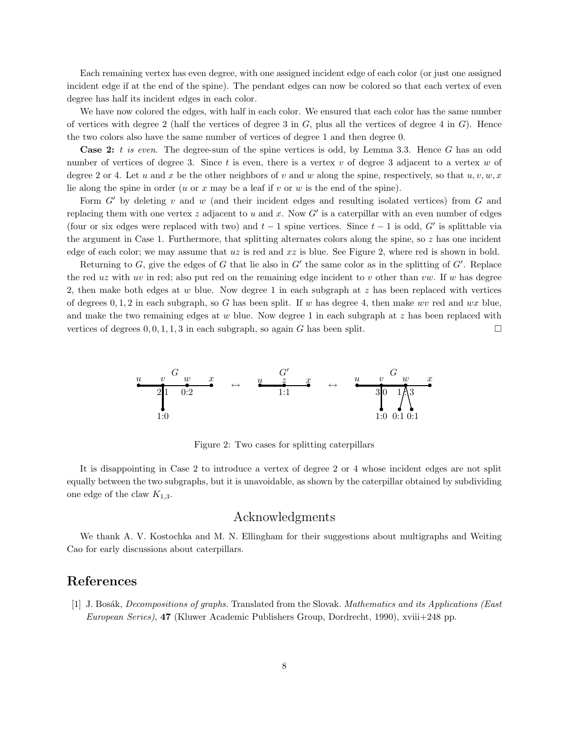Each remaining vertex has even degree, with one assigned incident edge of each color (or just one assigned incident edge if at the end of the spine). The pendant edges can now be colored so that each vertex of even degree has half its incident edges in each color.

We have now colored the edges, with half in each color. We ensured that each color has the same number of vertices with degree 2 (half the vertices of degree 3 in $G$, plus all the vertices of degree 4 in $G$). Hence the two colors also have the same number of vertices of degree 1 and then degree 0.

**Case 2:** *$t$ is even.* The degree-sum of the spine vertices is odd, by Lemma 3.3. Hence $G$ has an odd number of vertices of degree 3. Since $t$ is even, there is a vertex $v$ of degree 3 adjacent to a vertex $w$ of degree 2 or 4. Let $u$ and $x$ be the other neighbors of $v$ and $w$ along the spine, respectively, so that $u, v, w, x$ lie along the spine in order ($u$ or $x$ may be a leaf if $v$ or $w$ is the end of the spine).

Form $G'$ by deleting $v$ and $w$ (and their incident edges and resulting isolated vertices) from $G$ and replacing them with one vertex $z$ adjacent to $u$ and $x$. Now $G'$ is a caterpillar with an even number of edges (four or six edges were replaced with two) and $t-1$ spine vertices. Since $t-1$ is odd, $G'$ is splittable via the argument in Case 1. Furthermore, that splitting alternates colors along the spine, so $z$ has one incident edge of each color; we may assume that $uz$ is red and $xz$ is blue. See Figure 2, where red is shown in bold.

Returning to $G$, give the edges of $G$ that lie also in $G'$ the same color as in the splitting of $G'$. Replace the red $uz$ with $uv$ in red; also put red on the remaining edge incident to $v$ other than $vw$. If $w$ has degree 2, then make both edges at $w$ blue. Now degree 1 in each subgraph at $z$ has been replaced with vertices of degrees $0, 1, 2$ in each subgraph, so $G$ has been split. If $w$ has degree 4, then make $wv$ red and $wx$ blue, and make the two remaining edges at $w$ blue. Now degree 1 in each subgraph at $z$ has been replaced with vertices of degrees $0, 0, 1, 1, 3$ in each subgraph, so again $G$ has been split. □

Figure 2: Two cases for splitting caterpillars

It is disappointing in Case 2 to introduce a vertex of degree 2 or 4 whose incident edges are not split equally between the two subgraphs, but it is unavoidable, as shown by the caterpillar obtained by subdividing one edge of the claw $K_{1,3}$.

## Acknowledgments

We thank A. V. Kostochka and M. N. Ellingham for their suggestions about multigraphs and Weiting Cao for early discussions about caterpillars.

## References

[1] J. Bosák, *Decompositions of graphs.* Translated from the Slovak. *Mathematics and its Applications (East European Series)*, **47** (Kluwer Academic Publishers Group, Dordrecht, 1990), xviii+248 pp.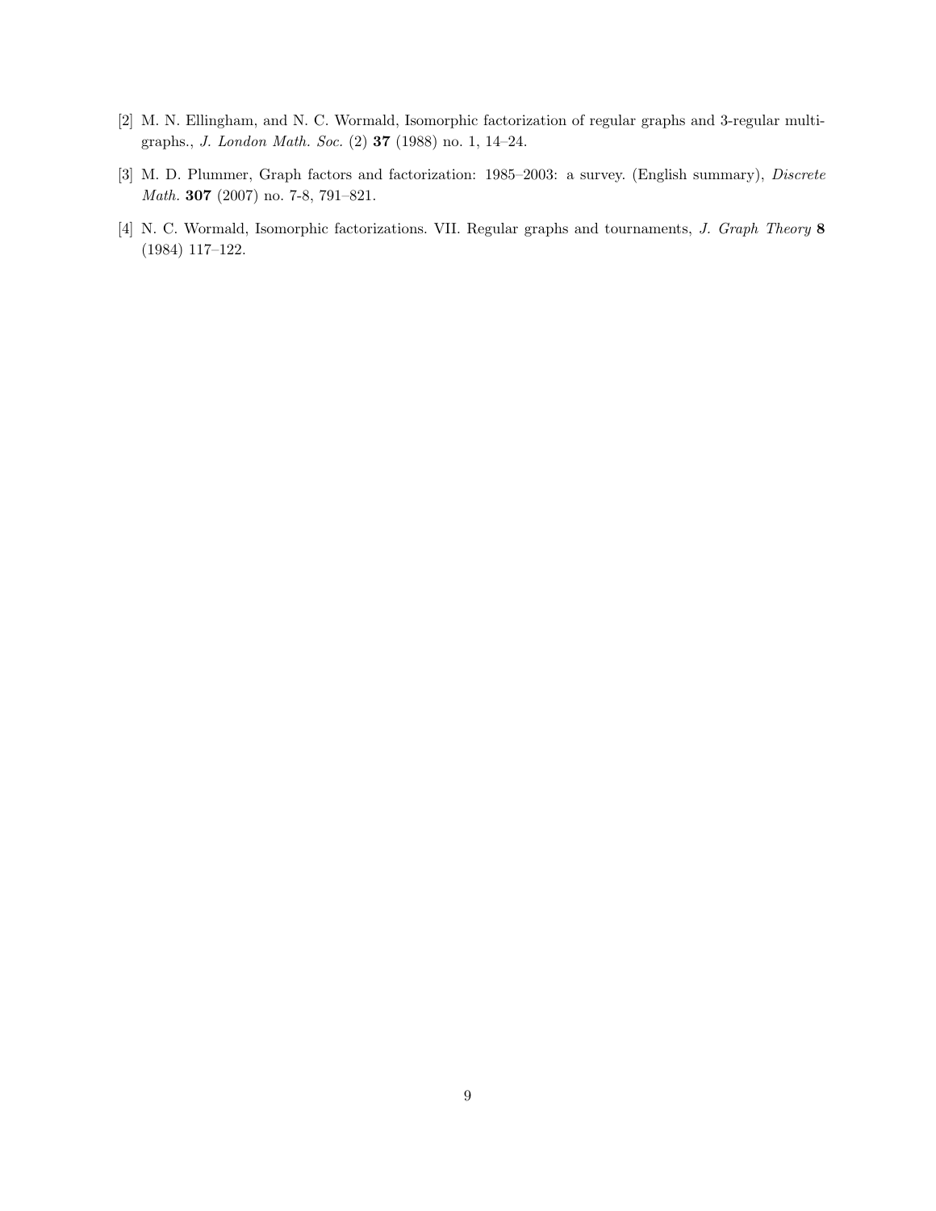[2] M. N. Ellingham, and N. C. Wormald, Isomorphic factorization of regular graphs and 3-regular multigraphs., *J. London Math. Soc.* (2) **37** (1988) no. 1, 14–24.

[3] M. D. Plummer, Graph factors and factorization: 1985–2003: a survey. (English summary), *Discrete Math.* **307** (2007) no. 7-8, 791–821.

[4] N. C. Wormald, Isomorphic factorizations. VII. Regular graphs and tournaments, *J. Graph Theory* **8** (1984) 117–122.